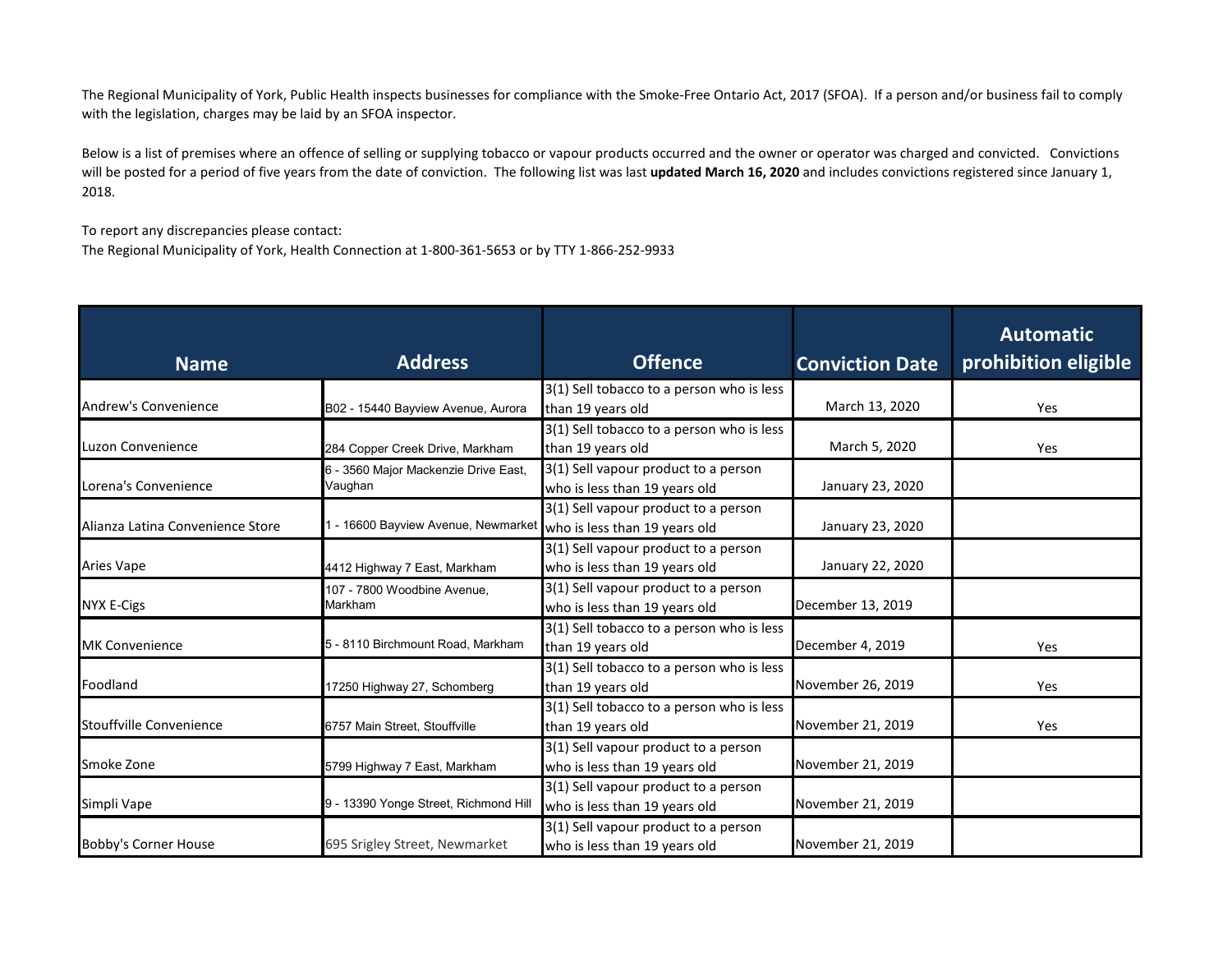The Regional Municipality of York, Public Health inspects businesses for compliance with the Smoke-Free Ontario Act, 2017 (SFOA). If a person and/or business fail to comply with the legislation, charges may be laid by an SFOA inspector.

Below is a list of premises where an offence of selling or supplying tobacco or vapour products occurred and the owner or operator was charged and convicted. Convictions will be posted for a period of five years from the date of conviction. The following list was last **updated March 16, 2020** and includes convictions registered since January 1, 2018.

To report any discrepancies please contact:
The Regional Municipality of York, Health Connection at 1-800-361-5653 or by TTY 1-866-252-9933

| Name | Address | Offence | Conviction Date | Automatic prohibition eligible |
|---|---|---|---|---|
| Andrew's Convenience | B02 - 15440 Bayview Avenue, Aurora | 3(1) Sell tobacco to a person who is less than 19 years old | March 13, 2020 | Yes |
| Luzon Convenience | 284 Copper Creek Drive, Markham | 3(1) Sell tobacco to a person who is less than 19 years old | March 5, 2020 | Yes |
| Lorena's Convenience | 6 - 3560 Major Mackenzie Drive East, Vaughan | 3(1) Sell vapour product to a person who is less than 19 years old | January 23, 2020 | |
| Alianza Latina Convenience Store | 1 - 16600 Bayview Avenue, Newmarket | 3(1) Sell vapour product to a person who is less than 19 years old | January 23, 2020 | |
| Aries Vape | 4412 Highway 7 East, Markham | 3(1) Sell vapour product to a person who is less than 19 years old | January 22, 2020 | |
| NYX E-Cigs | 107 - 7800 Woodbine Avenue, Markham | 3(1) Sell vapour product to a person who is less than 19 years old | December 13, 2019 | |
| MK Convenience | 5 - 8110 Birchmount Road, Markham | 3(1) Sell tobacco to a person who is less than 19 years old | December 4, 2019 | Yes |
| Foodland | 17250 Highway 27, Schomberg | 3(1) Sell tobacco to a person who is less than 19 years old | November 26, 2019 | Yes |
| Stouffville Convenience | 6757 Main Street, Stouffville | 3(1) Sell tobacco to a person who is less than 19 years old | November 21, 2019 | Yes |
| Smoke Zone | 5799 Highway 7 East, Markham | 3(1) Sell vapour product to a person who is less than 19 years old | November 21, 2019 | |
| Simpli Vape | 9 - 13390 Yonge Street, Richmond Hill | 3(1) Sell vapour product to a person who is less than 19 years old | November 21, 2019 | |
| Bobby's Corner House | 695 Srigley Street, Newmarket | 3(1) Sell vapour product to a person who is less than 19 years old | November 21, 2019 | |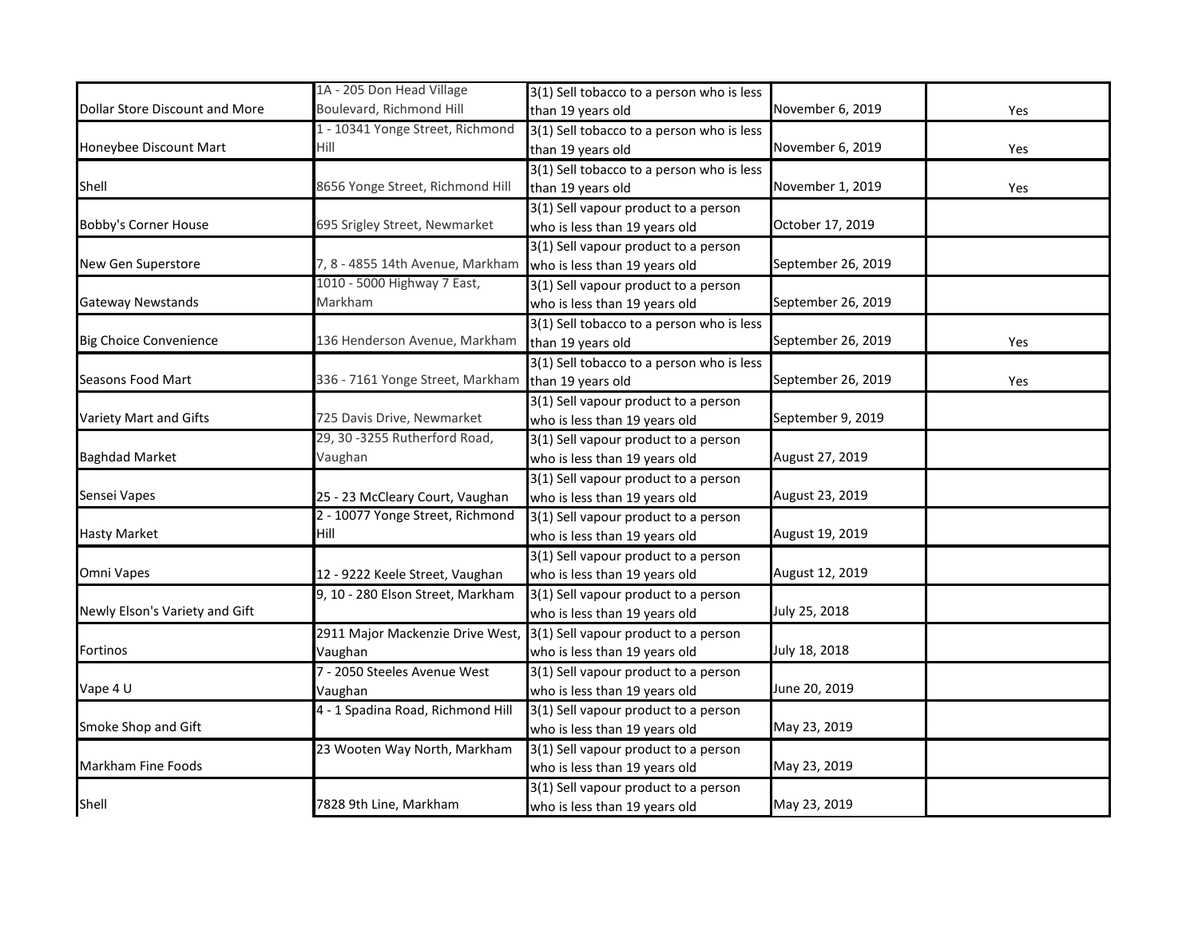| | | | | |
|---|---|---|---|---|
| Dollar Store Discount and More | 1A - 205 Don Head Village Boulevard, Richmond Hill | 3(1) Sell tobacco to a person who is less than 19 years old | November 6, 2019 | Yes |
| Honeybee Discount Mart | 1 - 10341 Yonge Street, Richmond Hill | 3(1) Sell tobacco to a person who is less than 19 years old | November 6, 2019 | Yes |
| Shell | 8656 Yonge Street, Richmond Hill | 3(1) Sell tobacco to a person who is less than 19 years old | November 1, 2019 | Yes |
| Bobby's Corner House | 695 Srigley Street, Newmarket | 3(1) Sell vapour product to a person who is less than 19 years old | October 17, 2019 | |
| New Gen Superstore | 7, 8 - 4855 14th Avenue, Markham | 3(1) Sell vapour product to a person who is less than 19 years old | September 26, 2019 | |
| Gateway Newstands | 1010 - 5000 Highway 7 East, Markham | 3(1) Sell vapour product to a person who is less than 19 years old | September 26, 2019 | |
| Big Choice Convenience | 136 Henderson Avenue, Markham | 3(1) Sell tobacco to a person who is less than 19 years old | September 26, 2019 | Yes |
| Seasons Food Mart | 336 - 7161 Yonge Street, Markham | 3(1) Sell tobacco to a person who is less than 19 years old | September 26, 2019 | Yes |
| Variety Mart and Gifts | 725 Davis Drive, Newmarket | 3(1) Sell vapour product to a person who is less than 19 years old | September 9, 2019 | |
| Baghdad Market | 29, 30 -3255 Rutherford Road, Vaughan | 3(1) Sell vapour product to a person who is less than 19 years old | August 27, 2019 | |
| Sensei Vapes | 25 - 23 McCleary Court, Vaughan | 3(1) Sell vapour product to a person who is less than 19 years old | August 23, 2019 | |
| Hasty Market | 2 - 10077 Yonge Street, Richmond Hill | 3(1) Sell vapour product to a person who is less than 19 years old | August 19, 2019 | |
| Omni Vapes | 12 - 9222 Keele Street, Vaughan | 3(1) Sell vapour product to a person who is less than 19 years old | August 12, 2019 | |
| Newly Elson's Variety and Gift | 9, 10 - 280 Elson Street, Markham | 3(1) Sell vapour product to a person who is less than 19 years old | July 25, 2018 | |
| Fortinos | 2911 Major Mackenzie Drive West, Vaughan | 3(1) Sell vapour product to a person who is less than 19 years old | July 18, 2018 | |
| Vape 4 U | 7 - 2050 Steeles Avenue West Vaughan | 3(1) Sell vapour product to a person who is less than 19 years old | June 20, 2019 | |
| Smoke Shop and Gift | 4 - 1 Spadina Road, Richmond Hill | 3(1) Sell vapour product to a person who is less than 19 years old | May 23, 2019 | |
| Markham Fine Foods | 23 Wooten Way North, Markham | 3(1) Sell vapour product to a person who is less than 19 years old | May 23, 2019 | |
| Shell | 7828 9th Line, Markham | 3(1) Sell vapour product to a person who is less than 19 years old | May 23, 2019 | |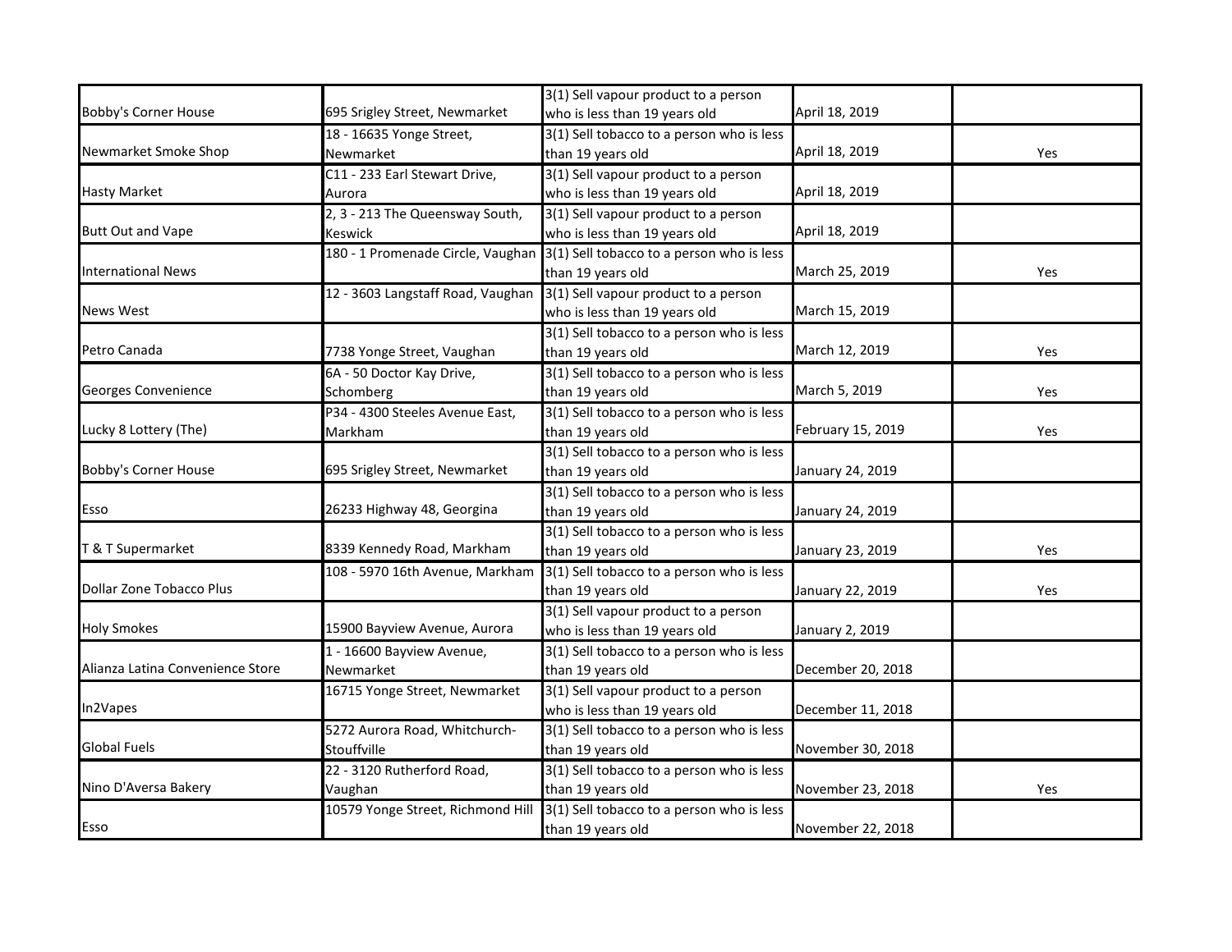| | | | | |
|---|---|---|---|---|
| Bobby's Corner House | 695 Srigley Street, Newmarket | 3(1) Sell vapour product to a person who is less than 19 years old | April 18, 2019 | |
| Newmarket Smoke Shop | 18 - 16635 Yonge Street, Newmarket | 3(1) Sell tobacco to a person who is less than 19 years old | April 18, 2019 | Yes |
| Hasty Market | C11 - 233 Earl Stewart Drive, Aurora | 3(1) Sell vapour product to a person who is less than 19 years old | April 18, 2019 | |
| Butt Out and Vape | 2, 3 - 213 The Queensway South, Keswick | 3(1) Sell vapour product to a person who is less than 19 years old | April 18, 2019 | |
| International News | 180 - 1 Promenade Circle, Vaughan | 3(1) Sell tobacco to a person who is less than 19 years old | March 25, 2019 | Yes |
| News West | 12 - 3603 Langstaff Road, Vaughan | 3(1) Sell vapour product to a person who is less than 19 years old | March 15, 2019 | |
| Petro Canada | 7738 Yonge Street, Vaughan | 3(1) Sell tobacco to a person who is less than 19 years old | March 12, 2019 | Yes |
| Georges Convenience | 6A - 50 Doctor Kay Drive, Schomberg | 3(1) Sell tobacco to a person who is less than 19 years old | March 5, 2019 | Yes |
| Lucky 8 Lottery (The) | P34 - 4300 Steeles Avenue East, Markham | 3(1) Sell tobacco to a person who is less than 19 years old | February 15, 2019 | Yes |
| Bobby's Corner House | 695 Srigley Street, Newmarket | 3(1) Sell tobacco to a person who is less than 19 years old | January 24, 2019 | |
| Esso | 26233 Highway 48, Georgina | 3(1) Sell tobacco to a person who is less than 19 years old | January 24, 2019 | |
| T & T Supermarket | 8339 Kennedy Road, Markham | 3(1) Sell tobacco to a person who is less than 19 years old | January 23, 2019 | Yes |
| Dollar Zone Tobacco Plus | 108 - 5970 16th Avenue, Markham | 3(1) Sell tobacco to a person who is less than 19 years old | January 22, 2019 | Yes |
| Holy Smokes | 15900 Bayview Avenue, Aurora | 3(1) Sell vapour product to a person who is less than 19 years old | January 2, 2019 | |
| Alianza Latina Convenience Store | 1 - 16600 Bayview Avenue, Newmarket | 3(1) Sell tobacco to a person who is less than 19 years old | December 20, 2018 | |
| In2Vapes | 16715 Yonge Street, Newmarket | 3(1) Sell vapour product to a person who is less than 19 years old | December 11, 2018 | |
| Global Fuels | 5272 Aurora Road, Whitchurch-Stouffville | 3(1) Sell tobacco to a person who is less than 19 years old | November 30, 2018 | |
| Nino D'Aversa Bakery | 22 - 3120 Rutherford Road, Vaughan | 3(1) Sell tobacco to a person who is less than 19 years old | November 23, 2018 | Yes |
| Esso | 10579 Yonge Street, Richmond Hill | 3(1) Sell tobacco to a person who is less than 19 years old | November 22, 2018 | |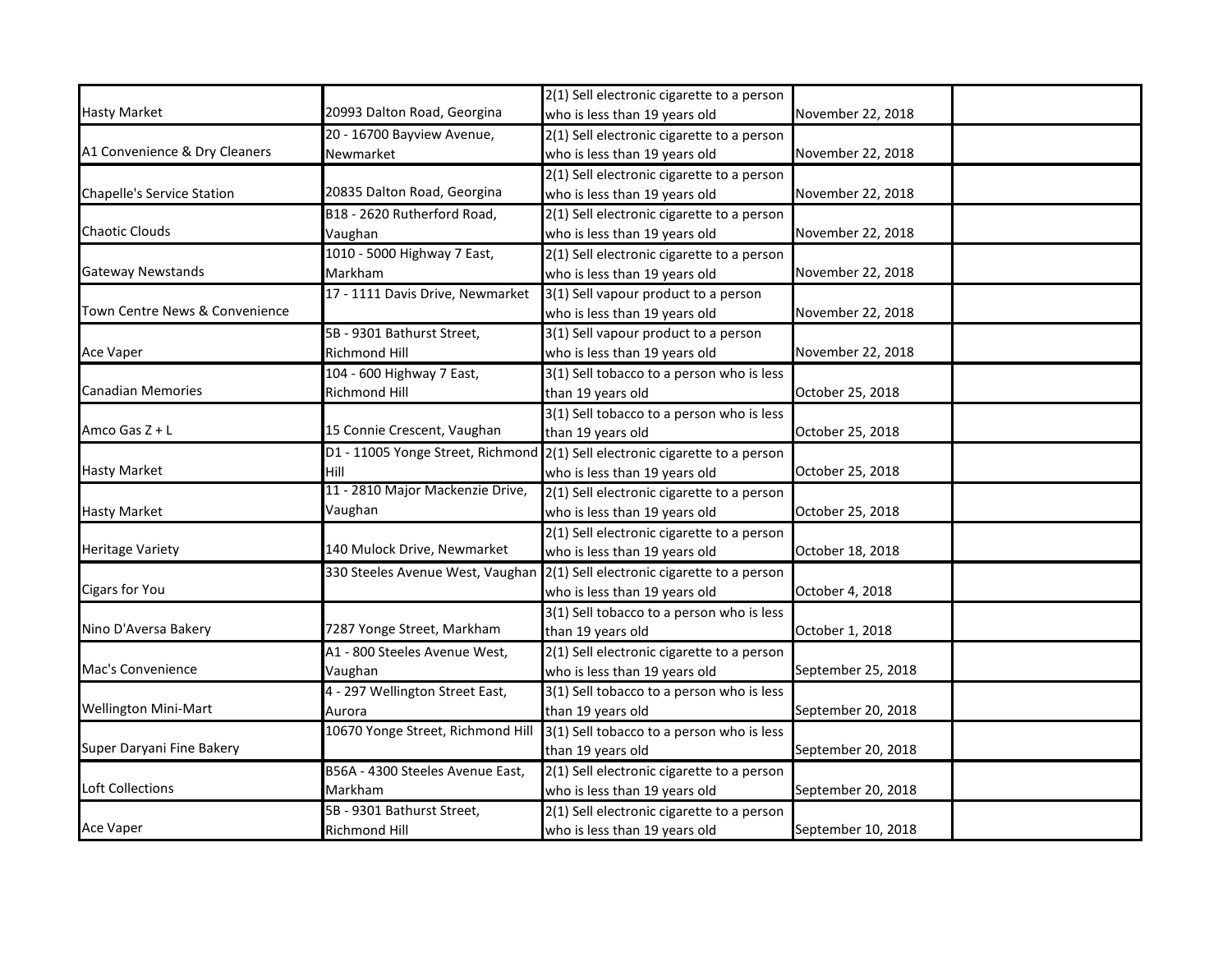| | | | | |
|---|---|---|---|---|
| Hasty Market | 20993 Dalton Road, Georgina | 2(1) Sell electronic cigarette to a person who is less than 19 years old | November 22, 2018 | |
| A1 Convenience & Dry Cleaners | 20 - 16700 Bayview Avenue, Newmarket | 2(1) Sell electronic cigarette to a person who is less than 19 years old | November 22, 2018 | |
| Chapelle's Service Station | 20835 Dalton Road, Georgina | 2(1) Sell electronic cigarette to a person who is less than 19 years old | November 22, 2018 | |
| Chaotic Clouds | B18 - 2620 Rutherford Road, Vaughan | 2(1) Sell electronic cigarette to a person who is less than 19 years old | November 22, 2018 | |
| Gateway Newstands | 1010 - 5000 Highway 7 East, Markham | 2(1) Sell electronic cigarette to a person who is less than 19 years old | November 22, 2018 | |
| Town Centre News & Convenience | 17 - 1111 Davis Drive, Newmarket | 3(1) Sell vapour product to a person who is less than 19 years old | November 22, 2018 | |
| Ace Vaper | 5B - 9301 Bathurst Street, Richmond Hill | 3(1) Sell vapour product to a person who is less than 19 years old | November 22, 2018 | |
| Canadian Memories | 104 - 600 Highway 7 East, Richmond Hill | 3(1) Sell tobacco to a person who is less than 19 years old | October 25, 2018 | |
| Amco Gas Z + L | 15 Connie Crescent, Vaughan | 3(1) Sell tobacco to a person who is less than 19 years old | October 25, 2018 | |
| Hasty Market | D1 - 11005 Yonge Street, Richmond Hill | 2(1) Sell electronic cigarette to a person who is less than 19 years old | October 25, 2018 | |
| Hasty Market | 11 - 2810 Major Mackenzie Drive, Vaughan | 2(1) Sell electronic cigarette to a person who is less than 19 years old | October 25, 2018 | |
| Heritage Variety | 140 Mulock Drive, Newmarket | 2(1) Sell electronic cigarette to a person who is less than 19 years old | October 18, 2018 | |
| Cigars for You | 330 Steeles Avenue West, Vaughan | 2(1) Sell electronic cigarette to a person who is less than 19 years old | October 4, 2018 | |
| Nino D'Aversa Bakery | 7287 Yonge Street, Markham | 3(1) Sell tobacco to a person who is less than 19 years old | October 1, 2018 | |
| Mac's Convenience | A1 - 800 Steeles Avenue West, Vaughan | 2(1) Sell electronic cigarette to a person who is less than 19 years old | September 25, 2018 | |
| Wellington Mini-Mart | 4 - 297 Wellington Street East, Aurora | 3(1) Sell tobacco to a person who is less than 19 years old | September 20, 2018 | |
| Super Daryani Fine Bakery | 10670 Yonge Street, Richmond Hill | 3(1) Sell tobacco to a person who is less than 19 years old | September 20, 2018 | |
| Loft Collections | B56A - 4300 Steeles Avenue East, Markham | 2(1) Sell electronic cigarette to a person who is less than 19 years old | September 20, 2018 | |
| Ace Vaper | 5B - 9301 Bathurst Street, Richmond Hill | 2(1) Sell electronic cigarette to a person who is less than 19 years old | September 10, 2018 | |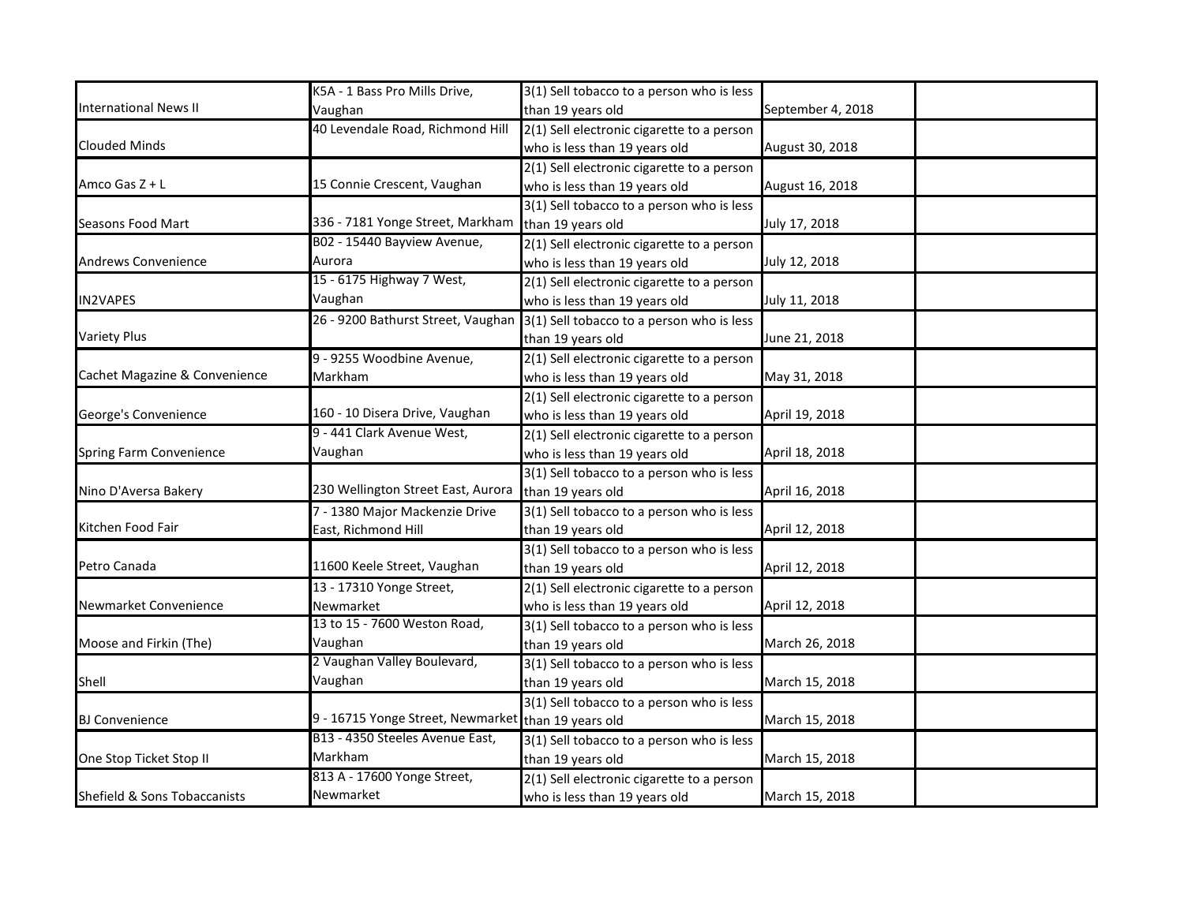| | | | | |
|---|---|---|---|---|
| International News II | K5A - 1 Bass Pro Mills Drive, Vaughan | 3(1) Sell tobacco to a person who is less than 19 years old | September 4, 2018 | |
| Clouded Minds | 40 Levendale Road, Richmond Hill | 2(1) Sell electronic cigarette to a person who is less than 19 years old | August 30, 2018 | |
| Amco Gas Z + L | 15 Connie Crescent, Vaughan | 2(1) Sell electronic cigarette to a person who is less than 19 years old | August 16, 2018 | |
| Seasons Food Mart | 336 - 7181 Yonge Street, Markham | 3(1) Sell tobacco to a person who is less than 19 years old | July 17, 2018 | |
| Andrews Convenience | B02 - 15440 Bayview Avenue, Aurora | 2(1) Sell electronic cigarette to a person who is less than 19 years old | July 12, 2018 | |
| IN2VAPES | 15 - 6175 Highway 7 West, Vaughan | 2(1) Sell electronic cigarette to a person who is less than 19 years old | July 11, 2018 | |
| Variety Plus | 26 - 9200 Bathurst Street, Vaughan | 3(1) Sell tobacco to a person who is less than 19 years old | June 21, 2018 | |
| Cachet Magazine & Convenience | 9 - 9255 Woodbine Avenue, Markham | 2(1) Sell electronic cigarette to a person who is less than 19 years old | May 31, 2018 | |
| George's Convenience | 160 - 10 Disera Drive, Vaughan | 2(1) Sell electronic cigarette to a person who is less than 19 years old | April 19, 2018 | |
| Spring Farm Convenience | 9 - 441 Clark Avenue West, Vaughan | 2(1) Sell electronic cigarette to a person who is less than 19 years old | April 18, 2018 | |
| Nino D'Aversa Bakery | 230 Wellington Street East, Aurora | 3(1) Sell tobacco to a person who is less than 19 years old | April 16, 2018 | |
| Kitchen Food Fair | 7 - 1380 Major Mackenzie Drive East, Richmond Hill | 3(1) Sell tobacco to a person who is less than 19 years old | April 12, 2018 | |
| Petro Canada | 11600 Keele Street, Vaughan | 3(1) Sell tobacco to a person who is less than 19 years old | April 12, 2018 | |
| Newmarket Convenience | 13 - 17310 Yonge Street, Newmarket | 2(1) Sell electronic cigarette to a person who is less than 19 years old | April 12, 2018 | |
| Moose and Firkin (The) | 13 to 15 - 7600 Weston Road, Vaughan | 3(1) Sell tobacco to a person who is less than 19 years old | March 26, 2018 | |
| Shell | 2 Vaughan Valley Boulevard, Vaughan | 3(1) Sell tobacco to a person who is less than 19 years old | March 15, 2018 | |
| BJ Convenience | 9 - 16715 Yonge Street, Newmarket | 3(1) Sell tobacco to a person who is less than 19 years old | March 15, 2018 | |
| One Stop Ticket Stop II | B13 - 4350 Steeles Avenue East, Markham | 3(1) Sell tobacco to a person who is less than 19 years old | March 15, 2018 | |
| Shefield & Sons Tobaccanists | 813 A - 17600 Yonge Street, Newmarket | 2(1) Sell electronic cigarette to a person who is less than 19 years old | March 15, 2018 | |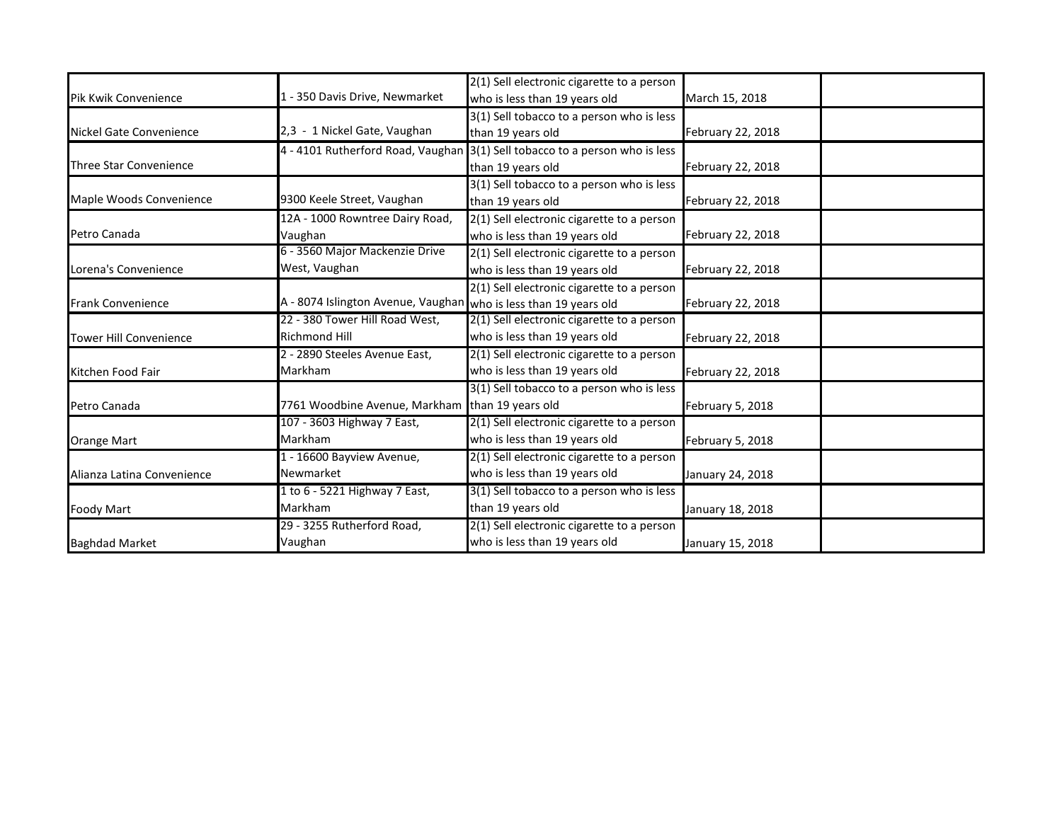| | | | | |
|---|---|---|---|---|
| Pik Kwik Convenience | 1 - 350 Davis Drive, Newmarket | 2(1) Sell electronic cigarette to a person who is less than 19 years old | March 15, 2018 | |
| Nickel Gate Convenience | 2,3 - 1 Nickel Gate, Vaughan | 3(1) Sell tobacco to a person who is less than 19 years old | February 22, 2018 | |
| Three Star Convenience | 4 - 4101 Rutherford Road, Vaughan | 3(1) Sell tobacco to a person who is less than 19 years old | February 22, 2018 | |
| Maple Woods Convenience | 9300 Keele Street, Vaughan | 3(1) Sell tobacco to a person who is less than 19 years old | February 22, 2018 | |
| Petro Canada | 12A - 1000 Rowntree Dairy Road, Vaughan | 2(1) Sell electronic cigarette to a person who is less than 19 years old | February 22, 2018 | |
| Lorena's Convenience | 6 - 3560 Major Mackenzie Drive West, Vaughan | 2(1) Sell electronic cigarette to a person who is less than 19 years old | February 22, 2018 | |
| Frank Convenience | A - 8074 Islington Avenue, Vaughan | 2(1) Sell electronic cigarette to a person who is less than 19 years old | February 22, 2018 | |
| Tower Hill Convenience | 22 - 380 Tower Hill Road West, Richmond Hill | 2(1) Sell electronic cigarette to a person who is less than 19 years old | February 22, 2018 | |
| Kitchen Food Fair | 2 - 2890 Steeles Avenue East, Markham | 2(1) Sell electronic cigarette to a person who is less than 19 years old | February 22, 2018 | |
| Petro Canada | 7761 Woodbine Avenue, Markham | 3(1) Sell tobacco to a person who is less than 19 years old | February 5, 2018 | |
| Orange Mart | 107 - 3603 Highway 7 East, Markham | 2(1) Sell electronic cigarette to a person who is less than 19 years old | February 5, 2018 | |
| Alianza Latina Convenience | 1 - 16600 Bayview Avenue, Newmarket | 2(1) Sell electronic cigarette to a person who is less than 19 years old | January 24, 2018 | |
| Foody Mart | 1 to 6 - 5221 Highway 7 East, Markham | 3(1) Sell tobacco to a person who is less than 19 years old | January 18, 2018 | |
| Baghdad Market | 29 - 3255 Rutherford Road, Vaughan | 2(1) Sell electronic cigarette to a person who is less than 19 years old | January 15, 2018 | |